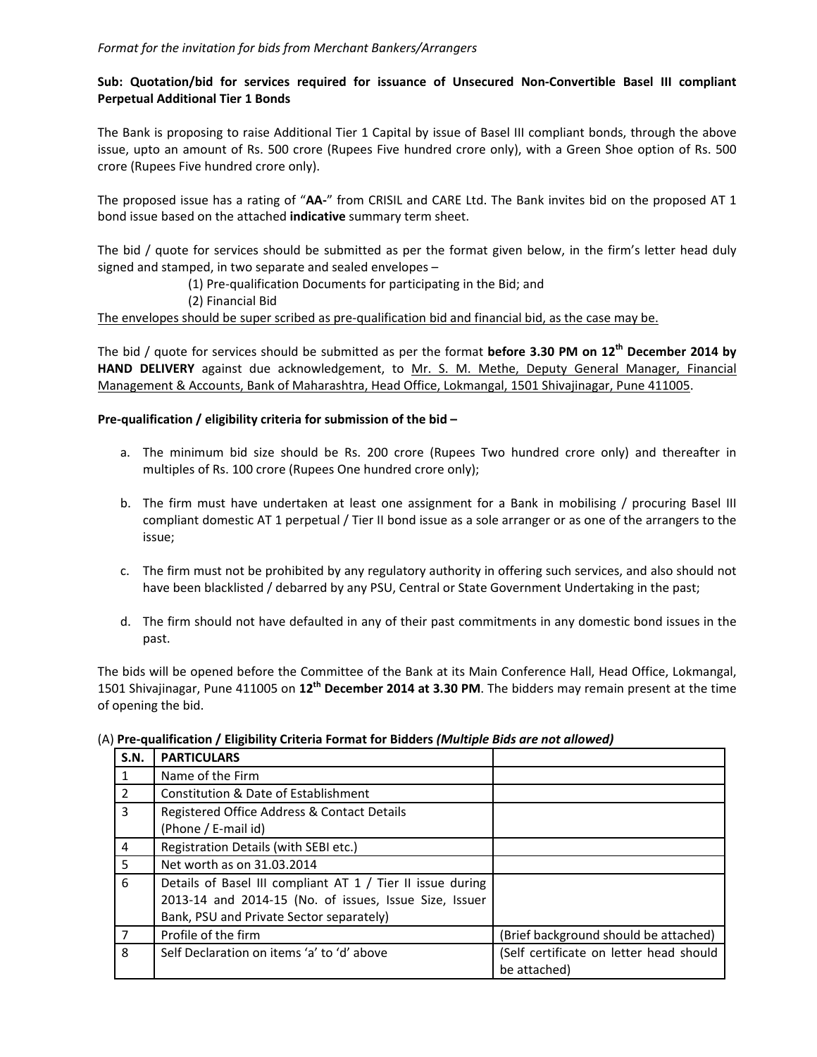*Format for the invitation for bids from Merchant Bankers/Arrangers*

**Sub: Quotation/bid for services required for issuance of Unsecured Non-Convertible Basel III compliant Perpetual Additional Tier 1 Bonds**

The Bank is proposing to raise Additional Tier 1 Capital by issue of Basel III compliant bonds, through the above issue, upto an amount of Rs. 500 crore (Rupees Five hundred crore only), with a Green Shoe option of Rs. 500 crore (Rupees Five hundred crore only).

The proposed issue has a rating of "**AA-**" from CRISIL and CARE Ltd. The Bank invites bid on the proposed AT 1 bond issue based on the attached **indicative** summary term sheet.

The bid / quote for services should be submitted as per the format given below, in the firm's letter head duly signed and stamped, in two separate and sealed envelopes –

(1) Pre-qualification Documents for participating in the Bid; and
(2) Financial Bid

The envelopes should be super scribed as pre-qualification bid and financial bid, as the case may be.

The bid / quote for services should be submitted as per the format **before 3.30 PM on 12th December 2014 by HAND DELIVERY** against due acknowledgement, to Mr. S. M. Methe, Deputy General Manager, Financial Management & Accounts, Bank of Maharashtra, Head Office, Lokmangal, 1501 Shivajinagar, Pune 411005.

**Pre-qualification / eligibility criteria for submission of the bid –**

a. The minimum bid size should be Rs. 200 crore (Rupees Two hundred crore only) and thereafter in multiples of Rs. 100 crore (Rupees One hundred crore only);

b. The firm must have undertaken at least one assignment for a Bank in mobilising / procuring Basel III compliant domestic AT 1 perpetual / Tier II bond issue as a sole arranger or as one of the arrangers to the issue;

c. The firm must not be prohibited by any regulatory authority in offering such services, and also should not have been blacklisted / debarred by any PSU, Central or State Government Undertaking in the past;

d. The firm should not have defaulted in any of their past commitments in any domestic bond issues in the past.

The bids will be opened before the Committee of the Bank at its Main Conference Hall, Head Office, Lokmangal, 1501 Shivajinagar, Pune 411005 on **12th December 2014 at 3.30 PM**. The bidders may remain present at the time of opening the bid.

(A) **Pre-qualification / Eligibility Criteria Format for Bidders *(Multiple Bids are not allowed)***

| S.N. | PARTICULARS | |
|---|---|---|
| 1 | Name of the Firm | |
| 2 | Constitution & Date of Establishment | |
| 3 | Registered Office Address & Contact Details (Phone / E-mail id) | |
| 4 | Registration Details (with SEBI etc.) | |
| 5 | Net worth as on 31.03.2014 | |
| 6 | Details of Basel III compliant AT 1 / Tier II issue during 2013-14 and 2014-15 (No. of issues, Issue Size, Issuer Bank, PSU and Private Sector separately) | |
| 7 | Profile of the firm | (Brief background should be attached) |
| 8 | Self Declaration on items 'a' to 'd' above | (Self certificate on letter head should be attached) |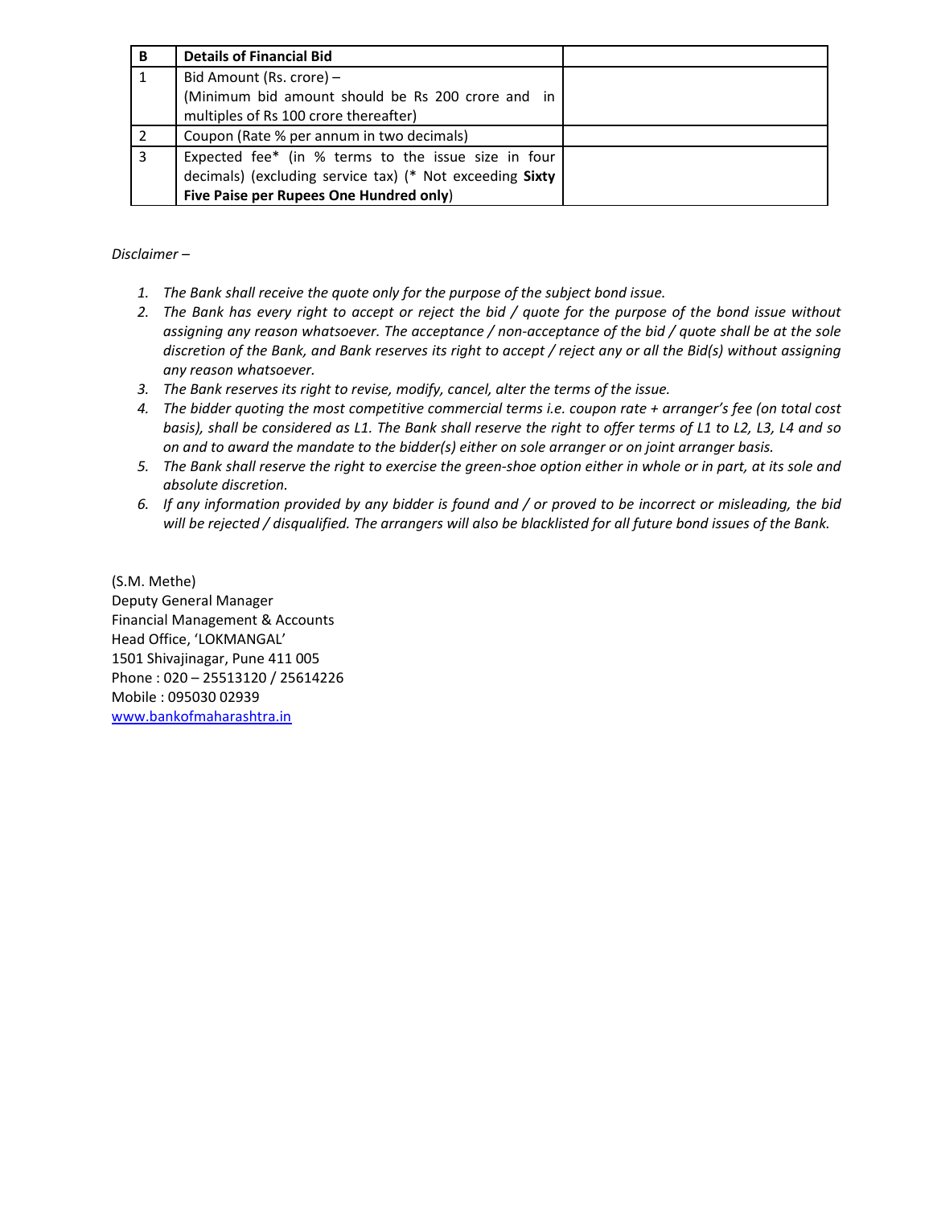| B | **Details of Financial Bid** | |
|---|---|---|
| 1 | Bid Amount (Rs. crore) – (Minimum bid amount should be Rs 200 crore and in multiples of Rs 100 crore thereafter) | |
| 2 | Coupon (Rate % per annum in two decimals) | |
| 3 | Expected fee* (in % terms to the issue size in four decimals) (excluding service tax) (* Not exceeding **Sixty Five Paise per Rupees One Hundred only**) | |

*Disclaimer –*

1. *The Bank shall receive the quote only for the purpose of the subject bond issue.*
2. *The Bank has every right to accept or reject the bid / quote for the purpose of the bond issue without assigning any reason whatsoever. The acceptance / non-acceptance of the bid / quote shall be at the sole discretion of the Bank, and Bank reserves its right to accept / reject any or all the Bid(s) without assigning any reason whatsoever.*
3. *The Bank reserves its right to revise, modify, cancel, alter the terms of the issue.*
4. *The bidder quoting the most competitive commercial terms i.e. coupon rate + arranger's fee (on total cost basis), shall be considered as L1. The Bank shall reserve the right to offer terms of L1 to L2, L3, L4 and so on and to award the mandate to the bidder(s) either on sole arranger or on joint arranger basis.*
5. *The Bank shall reserve the right to exercise the green-shoe option either in whole or in part, at its sole and absolute discretion.*
6. *If any information provided by any bidder is found and / or proved to be incorrect or misleading, the bid will be rejected / disqualified. The arrangers will also be blacklisted for all future bond issues of the Bank.*

(S.M. Methe)
Deputy General Manager
Financial Management & Accounts
Head Office, 'LOKMANGAL'
1501 Shivajinagar, Pune 411 005
Phone : 020 – 25513120 / 25614226
Mobile : 095030 02939
[www.bankofmaharashtra.in](http://www.bankofmaharashtra.in)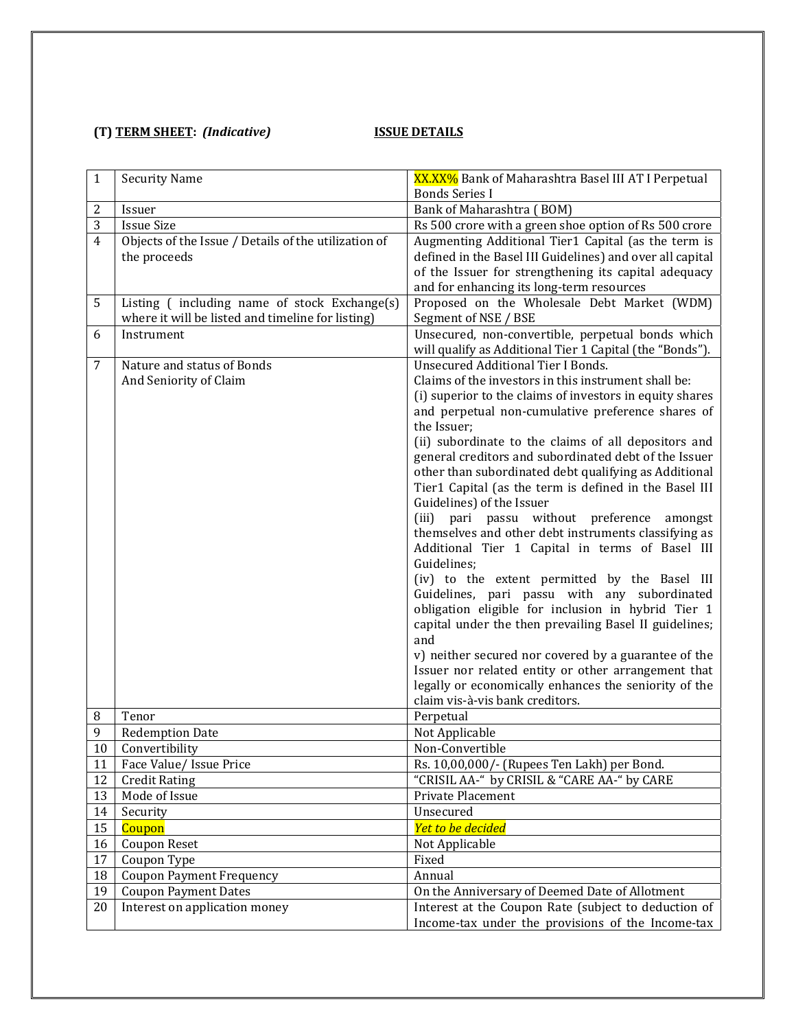**(T) TERM SHEET: *(Indicative)*** **ISSUE DETAILS**

| | | |
|---|---|---|
| 1 | Security Name | XX.XX% Bank of Maharashtra Basel III AT I Perpetual Bonds Series I |
| 2 | Issuer | Bank of Maharashtra ( BOM) |
| 3 | Issue Size | Rs 500 crore with a green shoe option of Rs 500 crore |
| 4 | Objects of the Issue / Details of the utilization of the proceeds | Augmenting Additional Tier1 Capital (as the term is defined in the Basel III Guidelines) and over all capital of the Issuer for strengthening its capital adequacy and for enhancing its long-term resources |
| 5 | Listing ( including name of stock Exchange(s) where it will be listed and timeline for listing) | Proposed on the Wholesale Debt Market (WDM) Segment of NSE / BSE |
| 6 | Instrument | Unsecured, non-convertible, perpetual bonds which will qualify as Additional Tier 1 Capital (the "Bonds"). |
| 7 | Nature and status of Bonds And Seniority of Claim | Unsecured Additional Tier I Bonds. Claims of the investors in this instrument shall be: (i) superior to the claims of investors in equity shares and perpetual non-cumulative preference shares of the Issuer; (ii) subordinate to the claims of all depositors and general creditors and subordinated debt of the Issuer other than subordinated debt qualifying as Additional Tier1 Capital (as the term is defined in the Basel III Guidelines) of the Issuer (iii) pari passu without preference amongst themselves and other debt instruments classifying as Additional Tier 1 Capital in terms of Basel III Guidelines; (iv) to the extent permitted by the Basel III Guidelines, pari passu with any subordinated obligation eligible for inclusion in hybrid Tier 1 capital under the then prevailing Basel II guidelines; and v) neither secured nor covered by a guarantee of the Issuer nor related entity or other arrangement that legally or economically enhances the seniority of the claim vis-à-vis bank creditors. |
| 8 | Tenor | Perpetual |
| 9 | Redemption Date | Not Applicable |
| 10 | Convertibility | Non-Convertible |
| 11 | Face Value/ Issue Price | Rs. 10,00,000/- (Rupees Ten Lakh) per Bond. |
| 12 | Credit Rating | "CRISIL AA-" by CRISIL & "CARE AA-" by CARE |
| 13 | Mode of Issue | Private Placement |
| 14 | Security | Unsecured |
| 15 | Coupon | *Yet to be decided* |
| 16 | Coupon Reset | Not Applicable |
| 17 | Coupon Type | Fixed |
| 18 | Coupon Payment Frequency | Annual |
| 19 | Coupon Payment Dates | On the Anniversary of Deemed Date of Allotment |
| 20 | Interest on application money | Interest at the Coupon Rate (subject to deduction of Income-tax under the provisions of the Income-tax |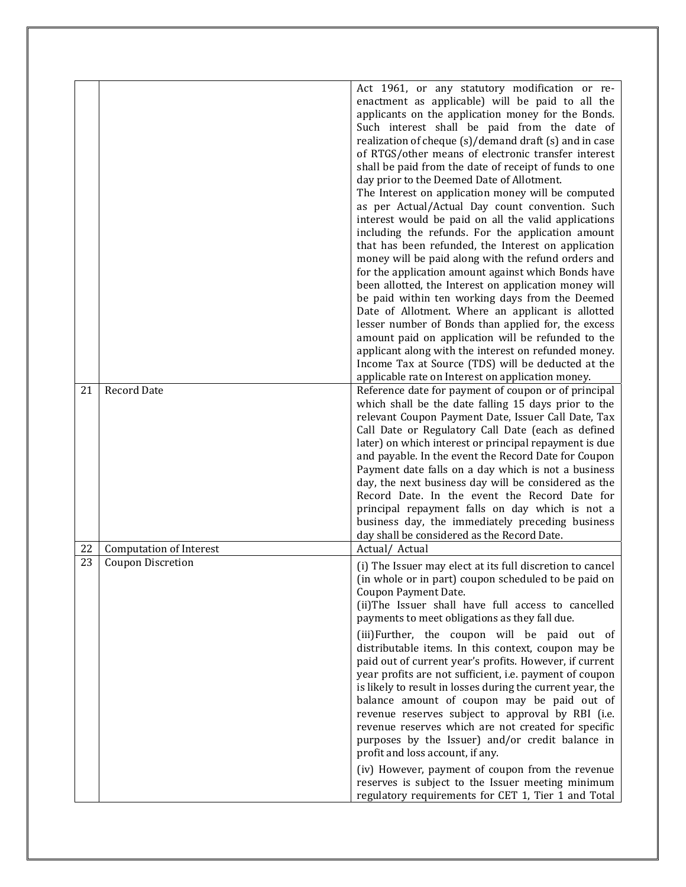| | | |
|---|---|---|
| | | Act 1961, or any statutory modification or re-enactment as applicable) will be paid to all the applicants on the application money for the Bonds. Such interest shall be paid from the date of realization of cheque (s)/demand draft (s) and in case of RTGS/other means of electronic transfer interest shall be paid from the date of receipt of funds to one day prior to the Deemed Date of Allotment. The Interest on application money will be computed as per Actual/Actual Day count convention. Such interest would be paid on all the valid applications including the refunds. For the application amount that has been refunded, the Interest on application money will be paid along with the refund orders and for the application amount against which Bonds have been allotted, the Interest on application money will be paid within ten working days from the Deemed Date of Allotment. Where an applicant is allotted lesser number of Bonds than applied for, the excess amount paid on application will be refunded to the applicant along with the interest on refunded money. Income Tax at Source (TDS) will be deducted at the applicable rate on Interest on application money. |
| 21 | Record Date | Reference date for payment of coupon or of principal which shall be the date falling 15 days prior to the relevant Coupon Payment Date, Issuer Call Date, Tax Call Date or Regulatory Call Date (each as defined later) on which interest or principal repayment is due and payable. In the event the Record Date for Coupon Payment date falls on a day which is not a business day, the next business day will be considered as the Record Date. In the event the Record Date for principal repayment falls on day which is not a business day, the immediately preceding business day shall be considered as the Record Date. |
| 22 | Computation of Interest | Actual/ Actual |
| 23 | Coupon Discretion | (i) The Issuer may elect at its full discretion to cancel (in whole or in part) coupon scheduled to be paid on Coupon Payment Date.<br>(ii)The Issuer shall have full access to cancelled payments to meet obligations as they fall due.<br>(iii)Further, the coupon will be paid out of distributable items. In this context, coupon may be paid out of current year's profits. However, if current year profits are not sufficient, i.e. payment of coupon is likely to result in losses during the current year, the balance amount of coupon may be paid out of revenue reserves subject to approval by RBI (i.e. revenue reserves which are not created for specific purposes by the Issuer) and/or credit balance in profit and loss account, if any.<br>(iv) However, payment of coupon from the revenue reserves is subject to the Issuer meeting minimum regulatory requirements for CET 1, Tier 1 and Total |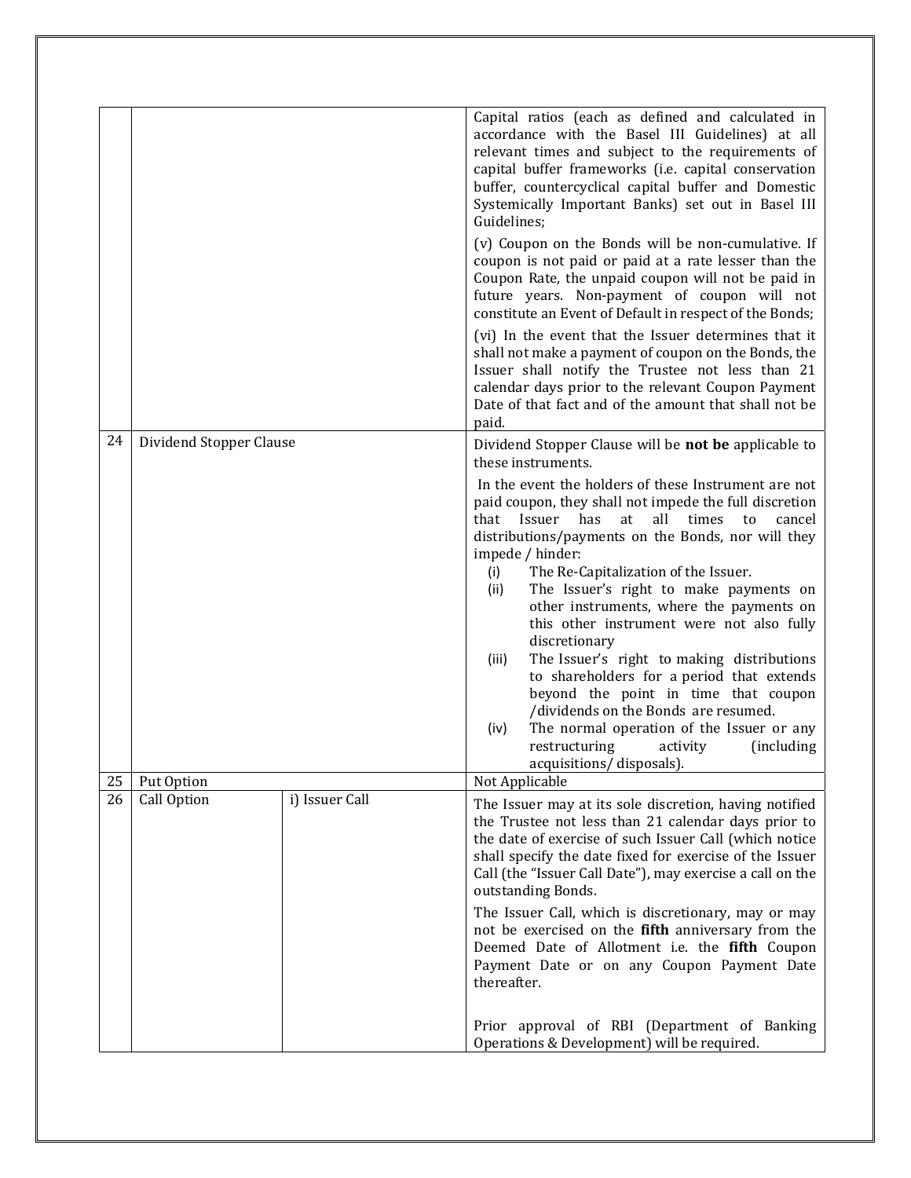| | | | |
|---|---|---|---|
| | | | Capital ratios (each as defined and calculated in accordance with the Basel III Guidelines) at all relevant times and subject to the requirements of capital buffer frameworks (i.e. capital conservation buffer, countercyclical capital buffer and Domestic Systemically Important Banks) set out in Basel III Guidelines;<br><br>(v) Coupon on the Bonds will be non-cumulative. If coupon is not paid or paid at a rate lesser than the Coupon Rate, the unpaid coupon will not be paid in future years. Non-payment of coupon will not constitute an Event of Default in respect of the Bonds;<br><br>(vi) In the event that the Issuer determines that it shall not make a payment of coupon on the Bonds, the Issuer shall notify the Trustee not less than 21 calendar days prior to the relevant Coupon Payment Date of that fact and of the amount that shall not be paid. |
| 24 | Dividend Stopper Clause | | Dividend Stopper Clause will be **not be** applicable to these instruments.<br><br>In the event the holders of these Instrument are not paid coupon, they shall not impede the full discretion that Issuer has at all times to cancel distributions/payments on the Bonds, nor will they impede / hinder:<br>(i) The Re-Capitalization of the Issuer.<br>(ii) The Issuer's right to make payments on other instruments, where the payments on this other instrument were not also fully discretionary<br>(iii) The Issuer's right to making distributions to shareholders for a period that extends beyond the point in time that coupon /dividends on the Bonds are resumed.<br>(iv) The normal operation of the Issuer or any restructuring activity (including acquisitions/ disposals). |
| 25 | Put Option | | Not Applicable |
| 26 | Call Option | i) Issuer Call | The Issuer may at its sole discretion, having notified the Trustee not less than 21 calendar days prior to the date of exercise of such Issuer Call (which notice shall specify the date fixed for exercise of the Issuer Call (the "Issuer Call Date"), may exercise a call on the outstanding Bonds.<br><br>The Issuer Call, which is discretionary, may or may not be exercised on the **fifth** anniversary from the Deemed Date of Allotment i.e. the **fifth** Coupon Payment Date or on any Coupon Payment Date thereafter.<br><br>Prior approval of RBI (Department of Banking Operations & Development) will be required. |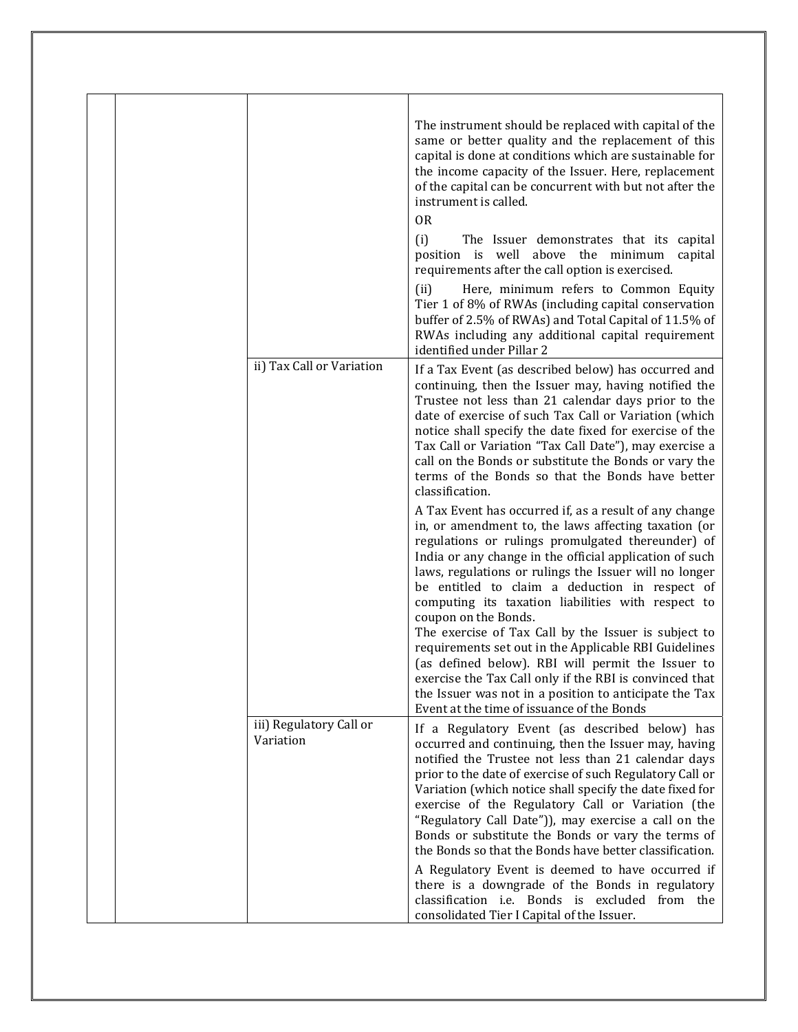| | | | |
|---|---|---|---|
| | | | The instrument should be replaced with capital of the same or better quality and the replacement of this capital is done at conditions which are sustainable for the income capacity of the Issuer. Here, replacement of the capital can be concurrent with but not after the instrument is called.<br>OR<br>(i) The Issuer demonstrates that its capital position is well above the minimum capital requirements after the call option is exercised.<br>(ii) Here, minimum refers to Common Equity Tier 1 of 8% of RWAs (including capital conservation buffer of 2.5% of RWAs) and Total Capital of 11.5% of RWAs including any additional capital requirement identified under Pillar 2 |
| | | ii) Tax Call or Variation | If a Tax Event (as described below) has occurred and continuing, then the Issuer may, having notified the Trustee not less than 21 calendar days prior to the date of exercise of such Tax Call or Variation (which notice shall specify the date fixed for exercise of the Tax Call or Variation "Tax Call Date"), may exercise a call on the Bonds or substitute the Bonds or vary the terms of the Bonds so that the Bonds have better classification.<br>A Tax Event has occurred if, as a result of any change in, or amendment to, the laws affecting taxation (or regulations or rulings promulgated thereunder) of India or any change in the official application of such laws, regulations or rulings the Issuer will no longer be entitled to claim a deduction in respect of computing its taxation liabilities with respect to coupon on the Bonds.<br>The exercise of Tax Call by the Issuer is subject to requirements set out in the Applicable RBI Guidelines (as defined below). RBI will permit the Issuer to exercise the Tax Call only if the RBI is convinced that the Issuer was not in a position to anticipate the Tax Event at the time of issuance of the Bonds |
| | | iii) Regulatory Call or Variation | If a Regulatory Event (as described below) has occurred and continuing, then the Issuer may, having notified the Trustee not less than 21 calendar days prior to the date of exercise of such Regulatory Call or Variation (which notice shall specify the date fixed for exercise of the Regulatory Call or Variation (the "Regulatory Call Date")), may exercise a call on the Bonds or substitute the Bonds or vary the terms of the Bonds so that the Bonds have better classification.<br>A Regulatory Event is deemed to have occurred if there is a downgrade of the Bonds in regulatory classification i.e. Bonds is excluded from the consolidated Tier I Capital of the Issuer. |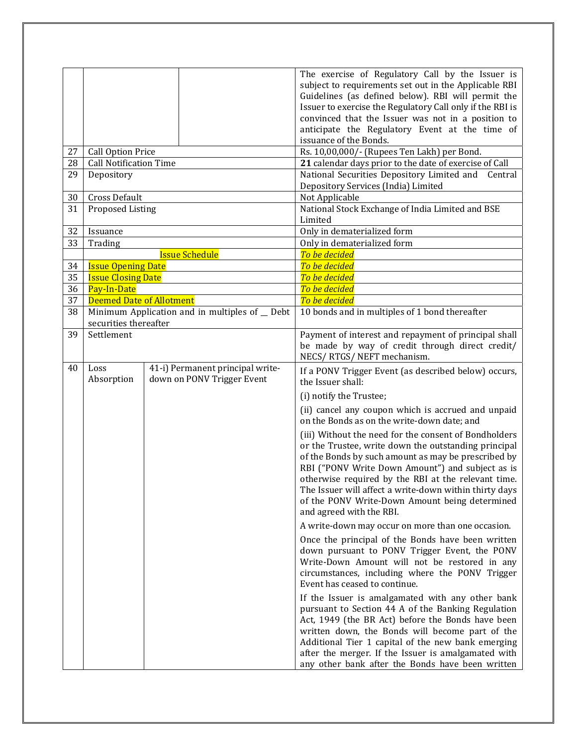| | | | |
|---|---|---|---|
| | | | The exercise of Regulatory Call by the Issuer is subject to requirements set out in the Applicable RBI Guidelines (as defined below). RBI will permit the Issuer to exercise the Regulatory Call only if the RBI is convinced that the Issuer was not in a position to anticipate the Regulatory Event at the time of issuance of the Bonds. |
| 27 | Call Option Price | | Rs. 10,00,000/- (Rupees Ten Lakh) per Bond. |
| 28 | Call Notification Time | | **21** calendar days prior to the date of exercise of Call |
| 29 | Depository | | National Securities Depository Limited and Central Depository Services (India) Limited |
| 30 | Cross Default | | Not Applicable |
| 31 | Proposed Listing | | National Stock Exchange of India Limited and BSE Limited |
| 32 | Issuance | | Only in dematerialized form |
| 33 | Trading | | Only in dematerialized form |
| | Issue Schedule | | *To be decided* |
| 34 | Issue Opening Date | | *To be decided* |
| 35 | Issue Closing Date | | *To be decided* |
| 36 | Pay-In-Date | | *To be decided* |
| 37 | Deemed Date of Allotment | | *To be decided* |
| 38 | Minimum Application and in multiples of __ Debt securities thereafter | | 10 bonds and in multiples of 1 bond thereafter |
| 39 | Settlement | | Payment of interest and repayment of principal shall be made by way of credit through direct credit/ NECS/ RTGS/ NEFT mechanism. |
| 40 | Loss Absorption | 41-i) Permanent principal write-down on PONV Trigger Event | If a PONV Trigger Event (as described below) occurs, the Issuer shall:<br><br>(i) notify the Trustee;<br><br>(ii) cancel any coupon which is accrued and unpaid on the Bonds as on the write-down date; and<br><br>(iii) Without the need for the consent of Bondholders or the Trustee, write down the outstanding principal of the Bonds by such amount as may be prescribed by RBI ("PONV Write Down Amount") and subject as is otherwise required by the RBI at the relevant time. The Issuer will affect a write-down within thirty days of the PONV Write-Down Amount being determined and agreed with the RBI.<br><br>A write-down may occur on more than one occasion.<br><br>Once the principal of the Bonds have been written down pursuant to PONV Trigger Event, the PONV Write-Down Amount will not be restored in any circumstances, including where the PONV Trigger Event has ceased to continue.<br><br>If the Issuer is amalgamated with any other bank pursuant to Section 44 A of the Banking Regulation Act, 1949 (the BR Act) before the Bonds have been written down, the Bonds will become part of the Additional Tier 1 capital of the new bank emerging after the merger. If the Issuer is amalgamated with any other bank after the Bonds have been written |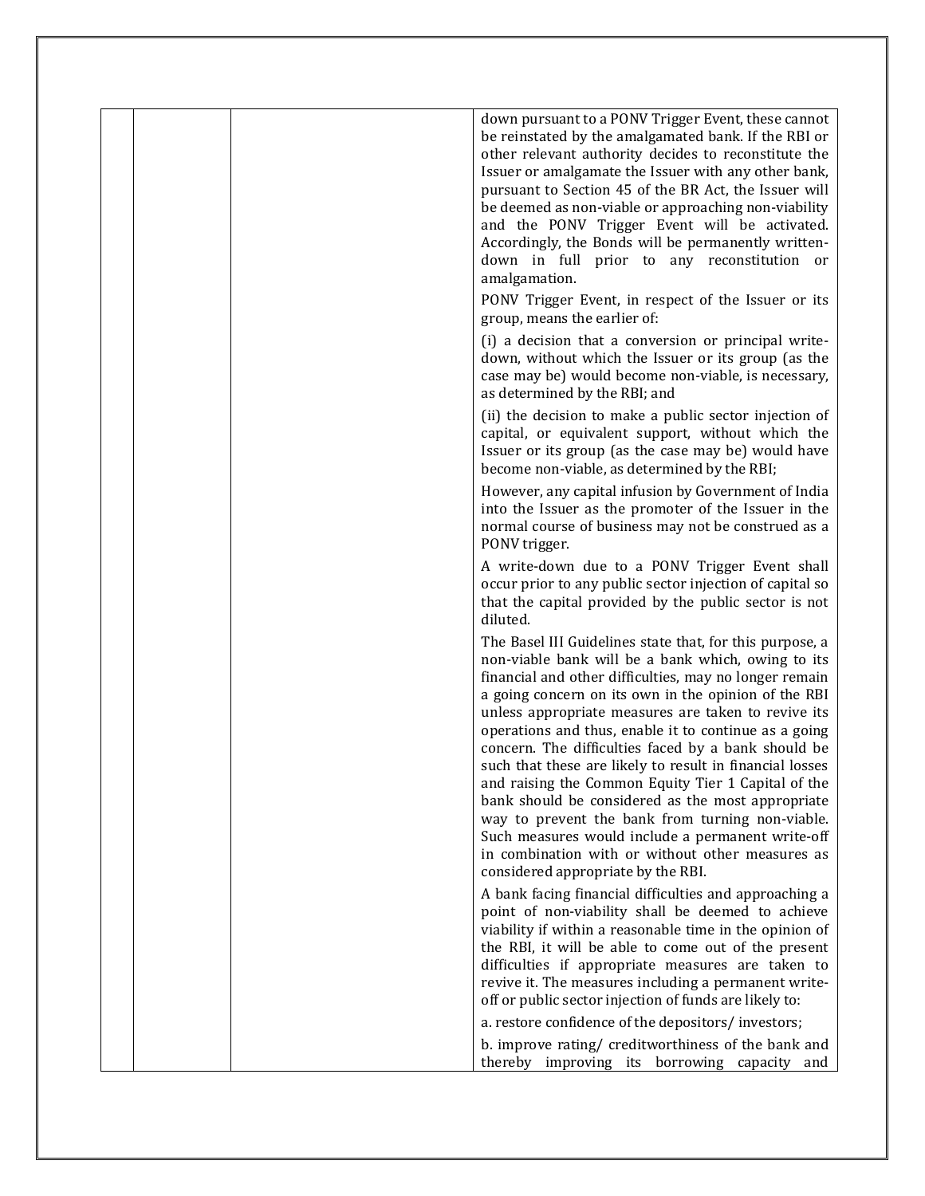| | | | |
|---|---|---|---|
| | | | down pursuant to a PONV Trigger Event, these cannot be reinstated by the amalgamated bank. If the RBI or other relevant authority decides to reconstitute the Issuer or amalgamate the Issuer with any other bank, pursuant to Section 45 of the BR Act, the Issuer will be deemed as non-viable or approaching non-viability and the PONV Trigger Event will be activated. Accordingly, the Bonds will be permanently written-down in full prior to any reconstitution or amalgamation.<br><br>PONV Trigger Event, in respect of the Issuer or its group, means the earlier of:<br><br>(i) a decision that a conversion or principal write-down, without which the Issuer or its group (as the case may be) would become non-viable, is necessary, as determined by the RBI; and<br><br>(ii) the decision to make a public sector injection of capital, or equivalent support, without which the Issuer or its group (as the case may be) would have become non-viable, as determined by the RBI;<br><br>However, any capital infusion by Government of India into the Issuer as the promoter of the Issuer in the normal course of business may not be construed as a PONV trigger.<br><br>A write-down due to a PONV Trigger Event shall occur prior to any public sector injection of capital so that the capital provided by the public sector is not diluted.<br><br>The Basel III Guidelines state that, for this purpose, a non-viable bank will be a bank which, owing to its financial and other difficulties, may no longer remain a going concern on its own in the opinion of the RBI unless appropriate measures are taken to revive its operations and thus, enable it to continue as a going concern. The difficulties faced by a bank should be such that these are likely to result in financial losses and raising the Common Equity Tier 1 Capital of the bank should be considered as the most appropriate way to prevent the bank from turning non-viable. Such measures would include a permanent write-off in combination with or without other measures as considered appropriate by the RBI.<br><br>A bank facing financial difficulties and approaching a point of non-viability shall be deemed to achieve viability if within a reasonable time in the opinion of the RBI, it will be able to come out of the present difficulties if appropriate measures are taken to revive it. The measures including a permanent write-off or public sector injection of funds are likely to:<br><br>a. restore confidence of the depositors/ investors;<br><br>b. improve rating/ creditworthiness of the bank and thereby improving its borrowing capacity and |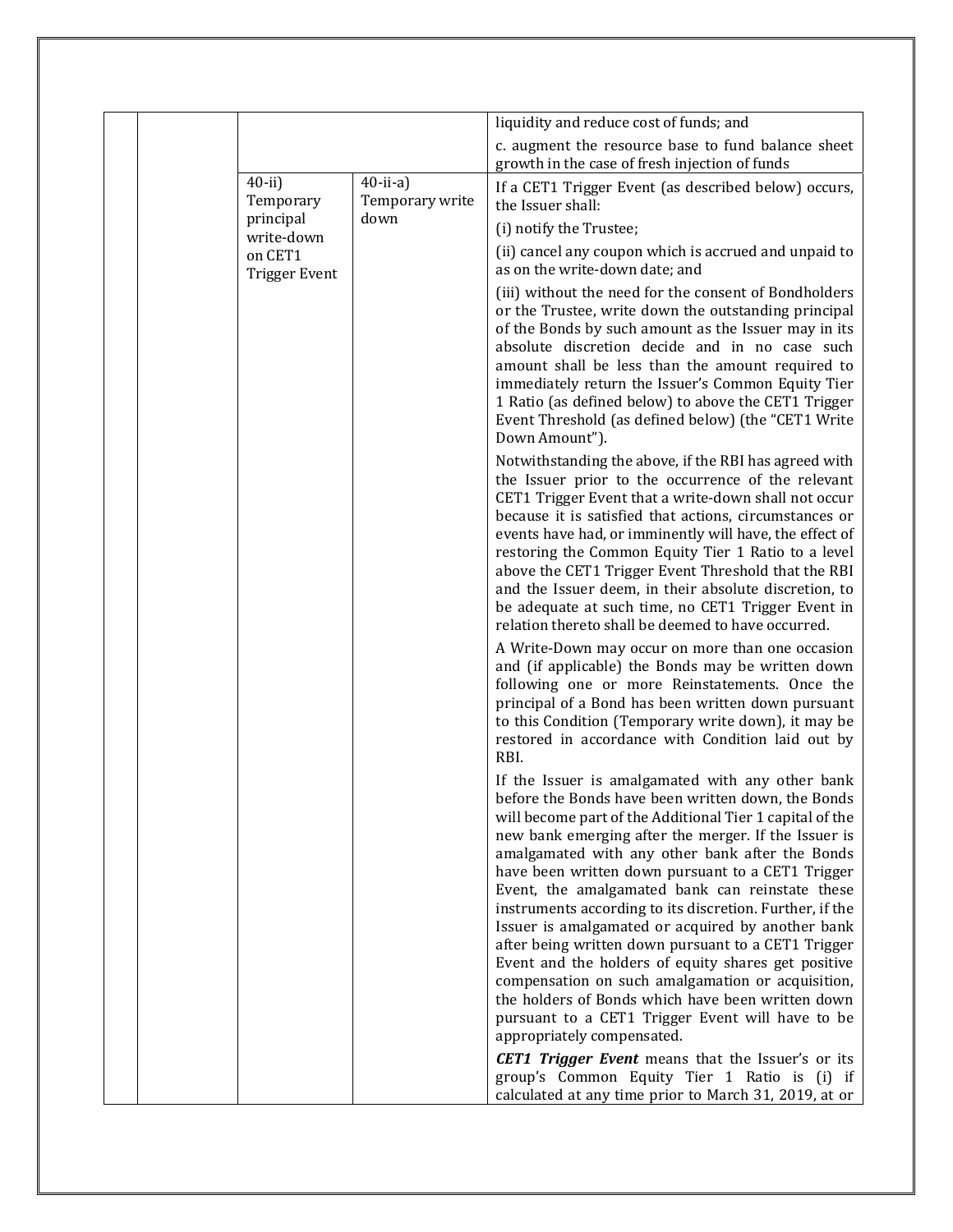| | | | | |
|---|---|---|---|---|
| | | | | liquidity and reduce cost of funds; and<br><br>c. augment the resource base to fund balance sheet growth in the case of fresh injection of funds |
| | | 40-ii) Temporary principal write-down on CET1 Trigger Event | 40-ii-a) Temporary write down | If a CET1 Trigger Event (as described below) occurs, the Issuer shall:<br><br>(i) notify the Trustee;<br><br>(ii) cancel any coupon which is accrued and unpaid to as on the write-down date; and<br><br>(iii) without the need for the consent of Bondholders or the Trustee, write down the outstanding principal of the Bonds by such amount as the Issuer may in its absolute discretion decide and in no case such amount shall be less than the amount required to immediately return the Issuer's Common Equity Tier 1 Ratio (as defined below) to above the CET1 Trigger Event Threshold (as defined below) (the "CET1 Write Down Amount").<br><br>Notwithstanding the above, if the RBI has agreed with the Issuer prior to the occurrence of the relevant CET1 Trigger Event that a write-down shall not occur because it is satisfied that actions, circumstances or events have had, or imminently will have, the effect of restoring the Common Equity Tier 1 Ratio to a level above the CET1 Trigger Event Threshold that the RBI and the Issuer deem, in their absolute discretion, to be adequate at such time, no CET1 Trigger Event in relation thereto shall be deemed to have occurred.<br><br>A Write-Down may occur on more than one occasion and (if applicable) the Bonds may be written down following one or more Reinstatements. Once the principal of a Bond has been written down pursuant to this Condition (Temporary write down), it may be restored in accordance with Condition laid out by RBI.<br><br>If the Issuer is amalgamated with any other bank before the Bonds have been written down, the Bonds will become part of the Additional Tier 1 capital of the new bank emerging after the merger. If the Issuer is amalgamated with any other bank after the Bonds have been written down pursuant to a CET1 Trigger Event, the amalgamated bank can reinstate these instruments according to its discretion. Further, if the Issuer is amalgamated or acquired by another bank after being written down pursuant to a CET1 Trigger Event and the holders of equity shares get positive compensation on such amalgamation or acquisition, the holders of Bonds which have been written down pursuant to a CET1 Trigger Event will have to be appropriately compensated.<br><br>***CET1 Trigger Event*** means that the Issuer's or its group's Common Equity Tier 1 Ratio is (i) if calculated at any time prior to March 31, 2019, at or |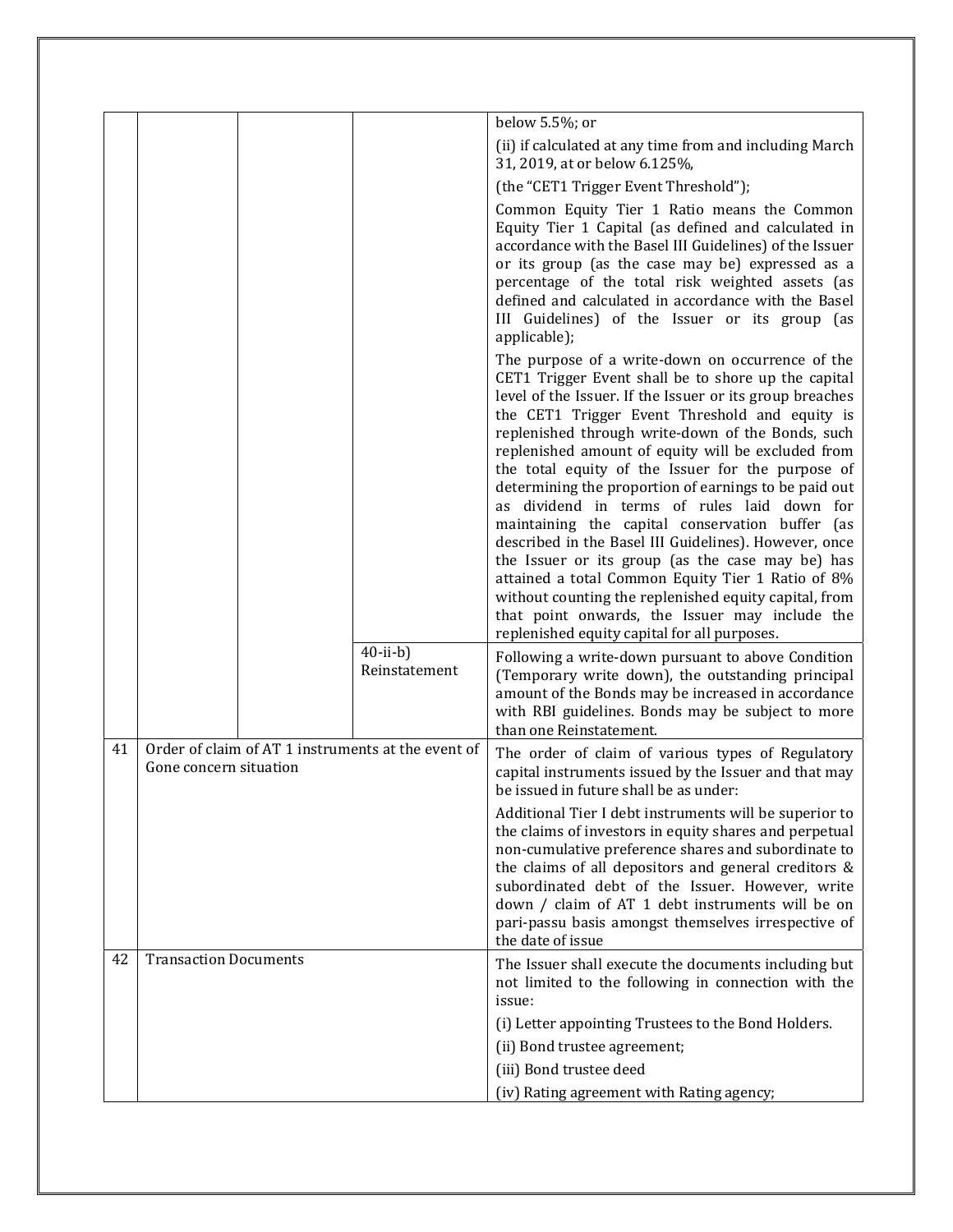| | | | | |
|---|---|---|---|---|
| | | | | below 5.5%; or<br><br>(ii) if calculated at any time from and including March 31, 2019, at or below 6.125%,<br><br>(the "CET1 Trigger Event Threshold");<br><br>Common Equity Tier 1 Ratio means the Common Equity Tier 1 Capital (as defined and calculated in accordance with the Basel III Guidelines) of the Issuer or its group (as the case may be) expressed as a percentage of the total risk weighted assets (as defined and calculated in accordance with the Basel III Guidelines) of the Issuer or its group (as applicable);<br><br>The purpose of a write-down on occurrence of the CET1 Trigger Event shall be to shore up the capital level of the Issuer. If the Issuer or its group breaches the CET1 Trigger Event Threshold and equity is replenished through write-down of the Bonds, such replenished amount of equity will be excluded from the total equity of the Issuer for the purpose of determining the proportion of earnings to be paid out as dividend in terms of rules laid down for maintaining the capital conservation buffer (as described in the Basel III Guidelines). However, once the Issuer or its group (as the case may be) has attained a total Common Equity Tier 1 Ratio of 8% without counting the replenished equity capital, from that point onwards, the Issuer may include the replenished equity capital for all purposes. |
| | | | 40-ii-b) Reinstatement | Following a write-down pursuant to above Condition (Temporary write down), the outstanding principal amount of the Bonds may be increased in accordance with RBI guidelines. Bonds may be subject to more than one Reinstatement. |
| 41 | Order of claim of AT 1 instruments at the event of Gone concern situation | | | The order of claim of various types of Regulatory capital instruments issued by the Issuer and that may be issued in future shall be as under:<br><br>Additional Tier I debt instruments will be superior to the claims of investors in equity shares and perpetual non-cumulative preference shares and subordinate to the claims of all depositors and general creditors & subordinated debt of the Issuer. However, write down / claim of AT 1 debt instruments will be on pari-passu basis amongst themselves irrespective of the date of issue |
| 42 | Transaction Documents | | | The Issuer shall execute the documents including but not limited to the following in connection with the issue:<br><br>(i) Letter appointing Trustees to the Bond Holders.<br><br>(ii) Bond trustee agreement;<br><br>(iii) Bond trustee deed<br><br>(iv) Rating agreement with Rating agency; |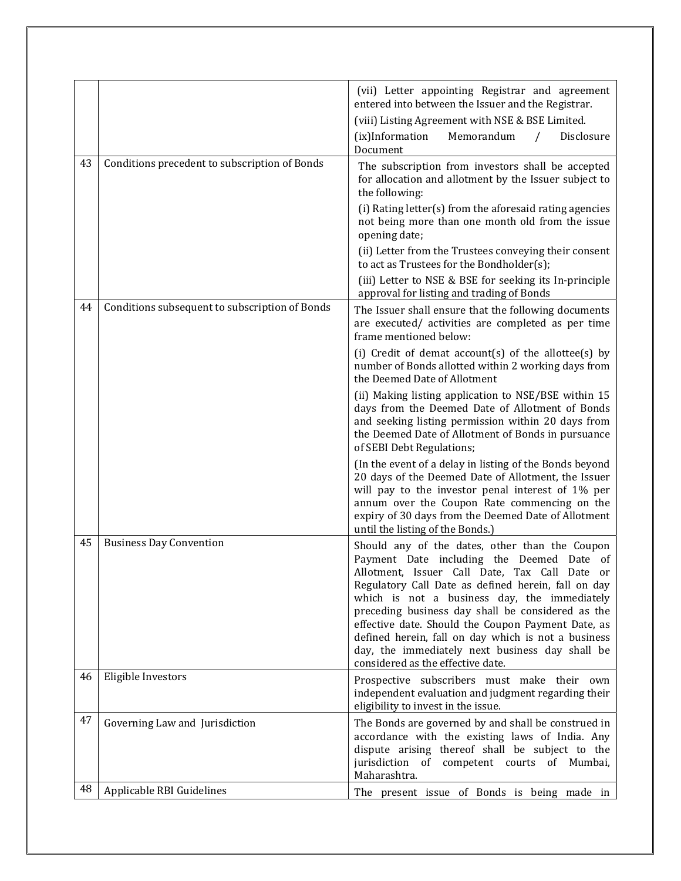| | | |
|---|---|---|
| | | (vii) Letter appointing Registrar and agreement entered into between the Issuer and the Registrar.<br>(viii) Listing Agreement with NSE & BSE Limited.<br>(ix)Information Memorandum / Disclosure Document |
| 43 | Conditions precedent to subscription of Bonds | The subscription from investors shall be accepted for allocation and allotment by the Issuer subject to the following:<br>(i) Rating letter(s) from the aforesaid rating agencies not being more than one month old from the issue opening date;<br>(ii) Letter from the Trustees conveying their consent to act as Trustees for the Bondholder(s);<br>(iii) Letter to NSE & BSE for seeking its In-principle approval for listing and trading of Bonds |
| 44 | Conditions subsequent to subscription of Bonds | The Issuer shall ensure that the following documents are executed/ activities are completed as per time frame mentioned below:<br>(i) Credit of demat account(s) of the allottee(s) by number of Bonds allotted within 2 working days from the Deemed Date of Allotment<br>(ii) Making listing application to NSE/BSE within 15 days from the Deemed Date of Allotment of Bonds and seeking listing permission within 20 days from the Deemed Date of Allotment of Bonds in pursuance of SEBI Debt Regulations;<br>(In the event of a delay in listing of the Bonds beyond 20 days of the Deemed Date of Allotment, the Issuer will pay to the investor penal interest of 1% per annum over the Coupon Rate commencing on the expiry of 30 days from the Deemed Date of Allotment until the listing of the Bonds.) |
| 45 | Business Day Convention | Should any of the dates, other than the Coupon Payment Date including the Deemed Date of Allotment, Issuer Call Date, Tax Call Date or Regulatory Call Date as defined herein, fall on day which is not a business day, the immediately preceding business day shall be considered as the effective date. Should the Coupon Payment Date, as defined herein, fall on day which is not a business day, the immediately next business day shall be considered as the effective date. |
| 46 | Eligible Investors | Prospective subscribers must make their own independent evaluation and judgment regarding their eligibility to invest in the issue. |
| 47 | Governing Law and Jurisdiction | The Bonds are governed by and shall be construed in accordance with the existing laws of India. Any dispute arising thereof shall be subject to the jurisdiction of competent courts of Mumbai, Maharashtra. |
| 48 | Applicable RBI Guidelines | The present issue of Bonds is being made in |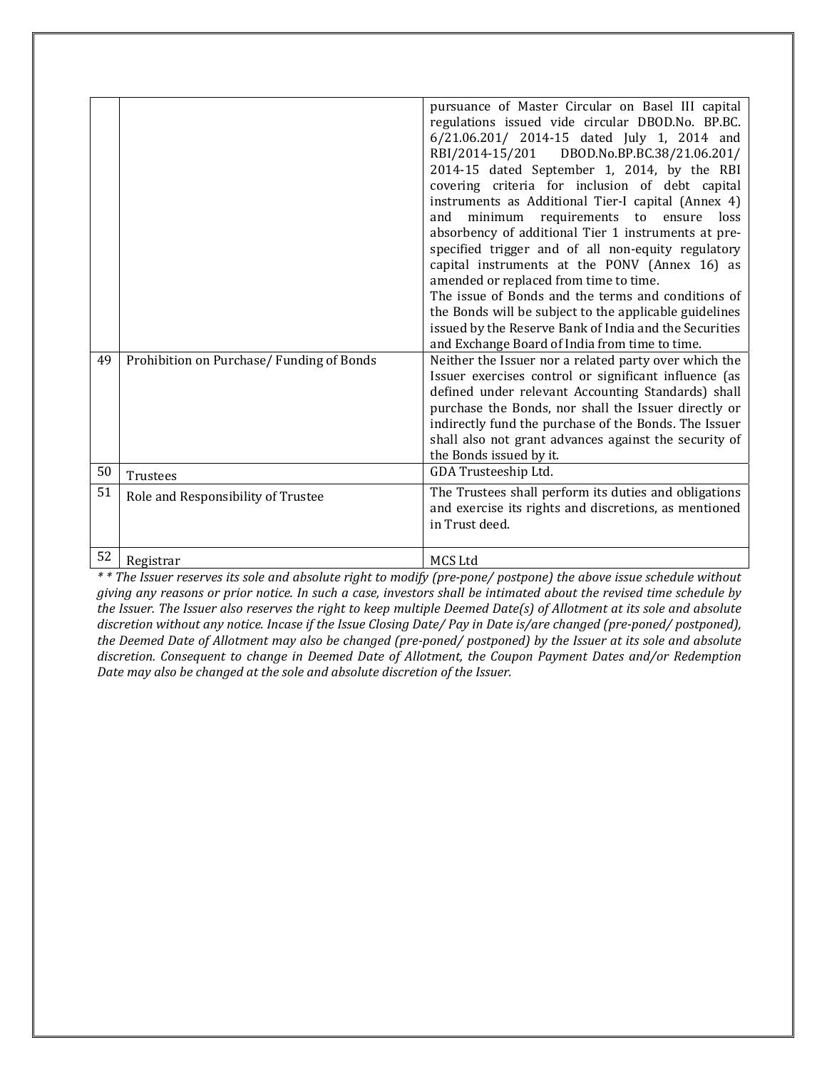| | | |
|---|---|---|
| | | pursuance of Master Circular on Basel III capital regulations issued vide circular DBOD.No. BP.BC. 6/21.06.201/ 2014-15 dated July 1, 2014 and RBI/2014-15/201 DBOD.No.BP.BC.38/21.06.201/ 2014-15 dated September 1, 2014, by the RBI covering criteria for inclusion of debt capital instruments as Additional Tier-I capital (Annex 4) and minimum requirements to ensure loss absorbency of additional Tier 1 instruments at pre-specified trigger and of all non-equity regulatory capital instruments at the PONV (Annex 16) as amended or replaced from time to time.<br>The issue of Bonds and the terms and conditions of the Bonds will be subject to the applicable guidelines issued by the Reserve Bank of India and the Securities and Exchange Board of India from time to time. |
| 49 | Prohibition on Purchase/ Funding of Bonds | Neither the Issuer nor a related party over which the Issuer exercises control or significant influence (as defined under relevant Accounting Standards) shall purchase the Bonds, nor shall the Issuer directly or indirectly fund the purchase of the Bonds. The Issuer shall also not grant advances against the security of the Bonds issued by it. |
| 50 | Trustees | GDA Trusteeship Ltd. |
| 51 | Role and Responsibility of Trustee | The Trustees shall perform its duties and obligations and exercise its rights and discretions, as mentioned in Trust deed. |
| 52 | Registrar | MCS Ltd |

*\* \* The Issuer reserves its sole and absolute right to modify (pre-pone/ postpone) the above issue schedule without giving any reasons or prior notice. In such a case, investors shall be intimated about the revised time schedule by the Issuer. The Issuer also reserves the right to keep multiple Deemed Date(s) of Allotment at its sole and absolute discretion without any notice. Incase if the Issue Closing Date/ Pay in Date is/are changed (pre-poned/ postponed), the Deemed Date of Allotment may also be changed (pre-poned/ postponed) by the Issuer at its sole and absolute discretion. Consequent to change in Deemed Date of Allotment, the Coupon Payment Dates and/or Redemption Date may also be changed at the sole and absolute discretion of the Issuer.*